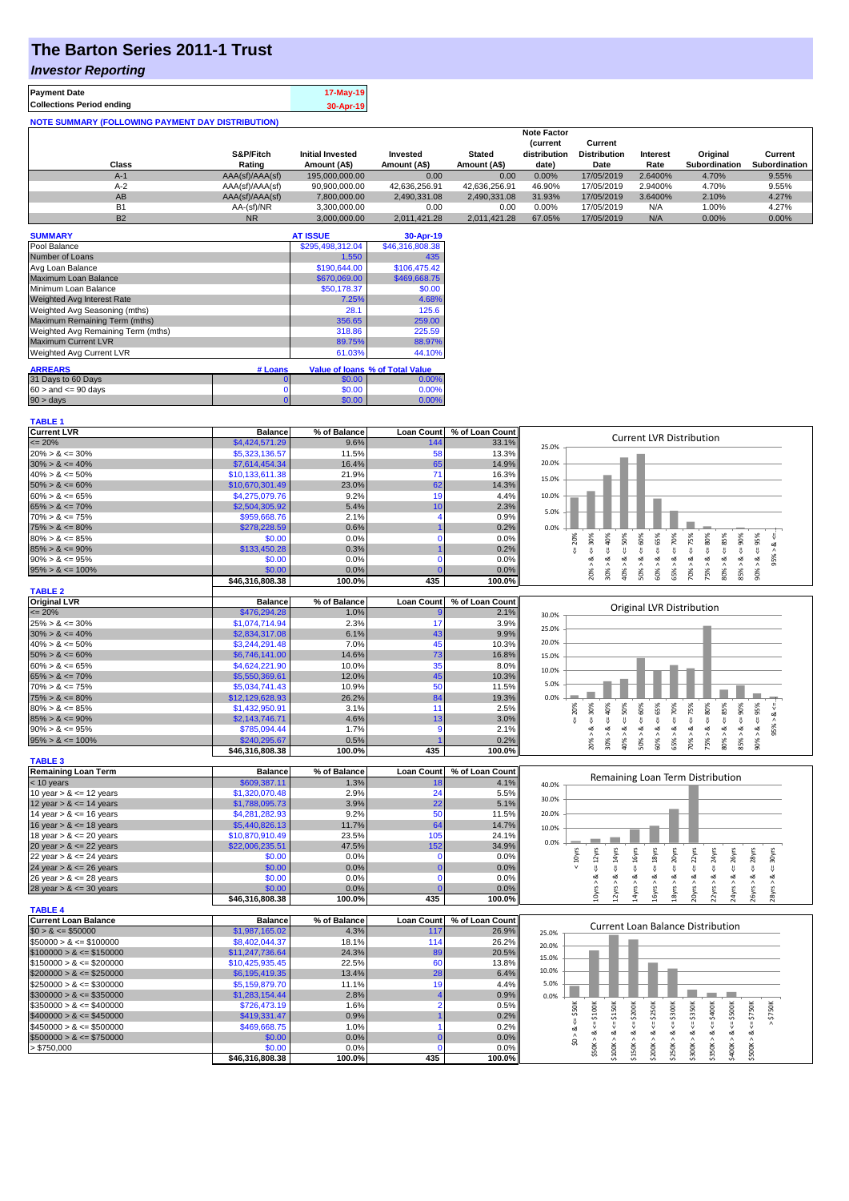# The Barton Series 2011-1 Trust

## *Investor Reporting*

| | |
|---|---|
| **Payment Date** | 17-May-19 |
| **Collections Period ending** | 30-Apr-19 |

**NOTE SUMMARY (FOLLOWING PAYMENT DAY DISTRIBUTION)**

| Class | S&P/Fitch Rating | Initial Invested Amount (A$) | Invested Amount (A$) | Stated Amount (A$) | Note Factor (current distribution date) | Current Distribution Date | Interest Rate | Original Subordination | Current Subordination |
|---|---|---|---|---|---|---|---|---|---|
| A-1 | AAA(sf)/AAA(sf) | 195,000,000.00 | 0.00 | 0.00 | 0.00% | 17/05/2019 | 2.6400% | 4.70% | 9.55% |
| A-2 | AAA(sf)/AAA(sf) | 90,900,000.00 | 42,636,256.91 | 42,636,256.91 | 46.90% | 17/05/2019 | 2.9400% | 4.70% | 9.55% |
| AB | AAA(sf)/AAA(sf) | 7,800,000.00 | 2,490,331.08 | 2,490,331.08 | 31.93% | 17/05/2019 | 3.6400% | 2.10% | 4.27% |
| B1 | AA-(sf)/NR | 3,300,000.00 | 0.00 | 0.00 | 0.00% | 17/05/2019 | N/A | 1.00% | 4.27% |
| B2 | NR | 3,000,000.00 | 2,011,421.28 | 2,011,421.28 | 67.05% | 17/05/2019 | N/A | 0.00% | 0.00% |

| SUMMARY | AT ISSUE | 30-Apr-19 |
|---|---|---|
| Pool Balance | $295,498,312.04 | $46,316,808.38 |
| Number of Loans | 1,550 | 435 |
| Avg Loan Balance | $190,644.00 | $106,475.42 |
| Maximum Loan Balance | $670,069.00 | $469,668.75 |
| Minimum Loan Balance | $50,178.37 | $0.00 |
| Weighted Avg Interest Rate | 7.25% | 4.68% |
| Weighted Avg Seasoning (mths) | 28.1 | 125.6 |
| Maximum Remaining Term (mths) | 356.65 | 259.00 |
| Weighted Avg Remaining Term (mths) | 318.86 | 225.59 |
| Maximum Current LVR | 89.75% | 88.97% |
| Weighted Avg Current LVR | 61.03% | 44.10% |

| ARREARS | # Loans | Value of loans | % of Total Value |
|---|---|---|---|
| 31 Days to 60 Days | 0 | $0.00 | 0.00% |
| $60 >$ and $<= 90$ days | 0 | $0.00 | 0.00% |
| $90 >$ days | 0 | $0.00 | 0.00% |

**TABLE 1**

| Current LVR | Balance | % of Balance | Loan Count | % of Loan Count |
|---|---|---|---|---|
| <= 20% | $4,424,571.29 | 9.6% | 144 | 33.1% |
| 20% > & <= 30% | $5,323,136.57 | 11.5% | 58 | 13.3% |
| 30% > & <= 40% | $7,614,454.34 | 16.4% | 65 | 14.9% |
| 40% > & <= 50% | $10,133,611.38 | 21.9% | 71 | 16.3% |
| 50% > & <= 60% | $10,670,301.49 | 23.0% | 62 | 14.3% |
| 60% > & <= 65% | $4,275,079.76 | 9.2% | 19 | 4.4% |
| 65% > & <= 70% | $2,504,305.92 | 5.4% | 10 | 2.3% |
| 70% > & <= 75% | $959,668.76 | 2.1% | 4 | 0.9% |
| 75% > & <= 80% | $278,228.59 | 0.6% | 1 | 0.2% |
| 80% > & <= 85% | $0.00 | 0.0% | 0 | 0.0% |
| 85% > & <= 90% | $133,450.28 | 0.3% | 1 | 0.2% |
| 90% > & <= 95% | $0.00 | 0.0% | 0 | 0.0% |
| 95% > & <= 100% | $0.00 | 0.0% | 0 | 0.0% |
| | $46,316,808.38 | 100.0% | 435 | 100.0% |

**TABLE 2**

| Original LVR | Balance | % of Balance | Loan Count | % of Loan Count |
|---|---|---|---|---|
| <= 20% | $476,294.28 | 1.0% | 9 | 2.1% |
| 25% > & <= 30% | $1,074,714.94 | 2.3% | 17 | 3.9% |
| 30% > & <= 40% | $2,834,317.08 | 6.1% | 43 | 9.9% |
| 40% > & <= 50% | $3,244,291.48 | 7.0% | 45 | 10.3% |
| 50% > & <= 60% | $6,746,141.00 | 14.6% | 73 | 16.8% |
| 60% > & <= 65% | $4,624,221.90 | 10.0% | 35 | 8.0% |
| 65% > & <= 70% | $5,550,369.61 | 12.0% | 45 | 10.3% |
| 70% > & <= 75% | $5,034,741.43 | 10.9% | 50 | 11.5% |
| 75% > & <= 80% | $12,129,628.93 | 26.2% | 84 | 19.3% |
| 80% > & <= 85% | $1,432,950.91 | 3.1% | 11 | 2.5% |
| 85% > & <= 90% | $2,143,746.71 | 4.6% | 13 | 3.0% |
| 90% > & <= 95% | $785,094.44 | 1.7% | 9 | 2.1% |
| 95% > & <= 100% | $240,295.67 | 0.5% | 1 | 0.2% |
| | $46,316,808.38 | 100.0% | 435 | 100.0% |

**TABLE 3**

| Remaining Loan Term | Balance | % of Balance | Loan Count | % of Loan Count |
|---|---|---|---|---|
| < 10 years | $609,387.11 | 1.3% | 18 | 4.1% |
| 10 year > & <= 12 years | $1,320,070.48 | 2.9% | 24 | 5.5% |
| 12 year > & <= 14 years | $1,788,095.73 | 3.9% | 22 | 5.1% |
| 14 year > & <= 16 years | $4,281,282.93 | 9.2% | 50 | 11.5% |
| 16 year > & <= 18 years | $5,440,826.13 | 11.7% | 64 | 14.7% |
| 18 year > & <= 20 years | $10,870,910.49 | 23.5% | 105 | 24.1% |
| 20 year > & <= 22 years | $22,006,235.51 | 47.5% | 152 | 34.9% |
| 22 year > & <= 24 years | $0.00 | 0.0% | 0 | 0.0% |
| 24 year > & <= 26 years | $0.00 | 0.0% | 0 | 0.0% |
| 26 year > & <= 28 years | $0.00 | 0.0% | 0 | 0.0% |
| 28 year > & <= 30 years | $0.00 | 0.0% | 0 | 0.0% |
| | $46,316,808.38 | 100.0% | 435 | 100.0% |

**TABLE 4**

| Current Loan Balance | Balance | % of Balance | Loan Count | % of Loan Count |
|---|---|---|---|---|
| $0 > & <= $50000 | $1,987,165.02 | 4.3% | 117 | 26.9% |
| $50000 > & <= $100000 | $8,402,044.37 | 18.1% | 114 | 26.2% |
| $100000 > & <= $150000 | $11,247,736.64 | 24.3% | 89 | 20.5% |
| $150000 > & <= $200000 | $10,425,935.45 | 22.5% | 60 | 13.8% |
| $200000 > & <= $250000 | $6,195,419.35 | 13.4% | 28 | 6.4% |
| $250000 > & <= $300000 | $5,159,879.70 | 11.1% | 19 | 4.4% |
| $300000 > & <= $350000 | $1,283,154.44 | 2.8% | 4 | 0.9% |
| $350000 > & <= $400000 | $726,473.19 | 1.6% | 2 | 0.5% |
| $400000 > & <= $450000 | $419,331.47 | 0.9% | 1 | 0.2% |
| $450000 > & <= $500000 | $469,668.75 | 1.0% | 1 | 0.2% |
| $500000 > & <= $750000 | $0.00 | 0.0% | 0 | 0.0% |
| > $750,000 | $0.00 | 0.0% | 0 | 0.0% |
| | $46,316,808.38 | 100.0% | 435 | 100.0% |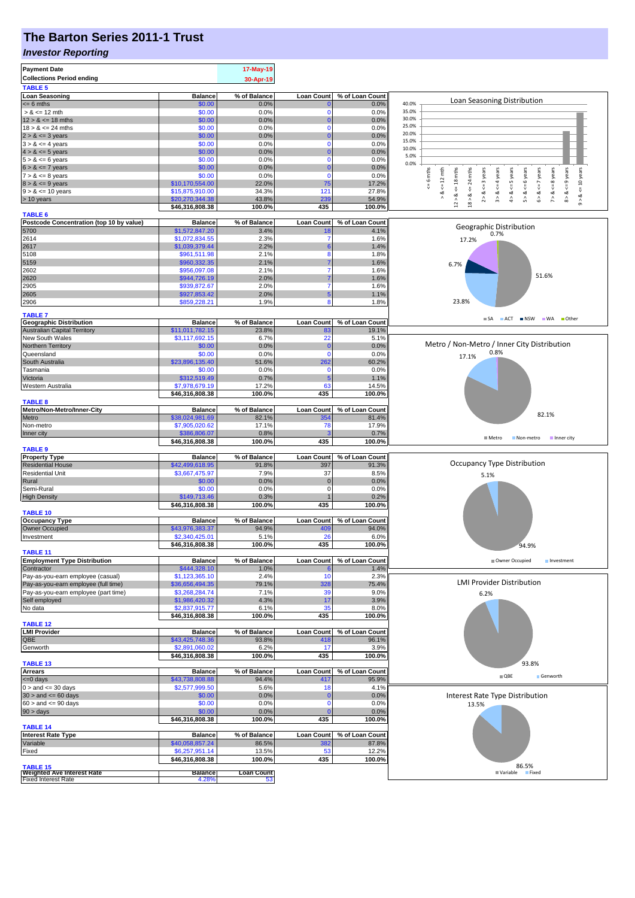# The Barton Series 2011-1 Trust

## *Investor Reporting*

| | |
|---|---|
| **Payment Date** | 17-May-19 |
| **Collections Period ending** | 30-Apr-19 |

**TABLE 5**

| Loan Seasoning | Balance | % of Balance | Loan Count | % of Loan Count |
|---|---|---|---|---|
| <= 6 mths | $0.00 | 0.0% | 0 | 0.0% |
| > & <= 12 mth | $0.00 | 0.0% | 0 | 0.0% |
| 12 > & <= 18 mths | $0.00 | 0.0% | 0 | 0.0% |
| 18 > & <= 24 mths | $0.00 | 0.0% | 0 | 0.0% |
| 2 > & <= 3 years | $0.00 | 0.0% | 0 | 0.0% |
| 3 > & <= 4 years | $0.00 | 0.0% | 0 | 0.0% |
| 4 > & <= 5 years | $0.00 | 0.0% | 0 | 0.0% |
| 5 > & <= 6 years | $0.00 | 0.0% | 0 | 0.0% |
| 6 > & <= 7 years | $0.00 | 0.0% | 0 | 0.0% |
| 7 > & <= 8 years | $0.00 | 0.0% | 0 | 0.0% |
| 8 > & <= 9 years | $10,170,554.00 | 22.0% | 75 | 17.2% |
| 9 > & <= 10 years | $15,875,910.00 | 34.3% | 121 | 27.8% |
| > 10 years | $20,270,344.38 | 43.8% | 239 | 54.9% |
| | $46,316,808.38 | 100.0% | 435 | 100.0% |

**TABLE 6**

| Postcode Concentration (top 10 by value) | Balance | % of Balance | Loan Count | % of Loan Count |
|---|---|---|---|---|
| 5700 | $1,572,847.20 | 3.4% | 18 | 4.1% |
| 2614 | $1,072,834.55 | 2.3% | 7 | 1.6% |
| 2617 | $1,039,379.44 | 2.2% | 6 | 1.4% |
| 5108 | $961,511.98 | 2.1% | 8 | 1.8% |
| 5159 | $960,332.35 | 2.1% | 7 | 1.6% |
| 2602 | $956,097.08 | 2.1% | 7 | 1.6% |
| 2620 | $944,726.19 | 2.0% | 7 | 1.6% |
| 2905 | $939,872.67 | 2.0% | 7 | 1.6% |
| 2605 | $927,853.42 | 2.0% | 5 | 1.1% |
| 2906 | $859,228.21 | 1.9% | 8 | 1.8% |

**TABLE 7**

| Geographic Distribution | Balance | % of Balance | Loan Count | % of Loan Count |
|---|---|---|---|---|
| Australian Capital Territory | $11,011,782.15 | 23.8% | 83 | 19.1% |
| New South Wales | $3,117,692.15 | 6.7% | 22 | 5.1% |
| Northern Territory | $0.00 | 0.0% | 0 | 0.0% |
| Queensland | $0.00 | 0.0% | 0 | 0.0% |
| South Australia | $23,896,135.40 | 51.6% | 262 | 60.2% |
| Tasmania | $0.00 | 0.0% | 0 | 0.0% |
| Victoria | $312,519.49 | 0.7% | 5 | 1.1% |
| Western Australia | $7,978,679.19 | 17.2% | 63 | 14.5% |
| | $46,316,808.38 | 100.0% | 435 | 100.0% |

**TABLE 8**

| Metro/Non-Metro/Inner-City | Balance | % of Balance | Loan Count | % of Loan Count |
|---|---|---|---|---|
| Metro | $38,024,981.69 | 82.1% | 354 | 81.4% |
| Non-metro | $7,905,020.62 | 17.1% | 78 | 17.9% |
| Inner city | $386,806.07 | 0.8% | 3 | 0.7% |
| | $46,316,808.38 | 100.0% | 435 | 100.0% |

**TABLE 9**

| Property Type | Balance | % of Balance | Loan Count | % of Loan Count |
|---|---|---|---|---|
| Residential House | $42,499,618.95 | 91.8% | 397 | 91.3% |
| Residential Unit | $3,667,475.97 | 7.9% | 37 | 8.5% |
| Rural | $0.00 | 0.0% | 0 | 0.0% |
| Semi-Rural | $0.00 | 0.0% | 0 | 0.0% |
| High Density | $149,713.46 | 0.3% | 1 | 0.2% |
| | $46,316,808.38 | 100.0% | 435 | 100.0% |

**TABLE 10**

| Occupancy Type | Balance | % of Balance | Loan Count | % of Loan Count |
|---|---|---|---|---|
| Owner Occupied | $43,976,383.37 | 94.9% | 409 | 94.0% |
| Investment | $2,340,425.01 | 5.1% | 26 | 6.0% |
| | $46,316,808.38 | 100.0% | 435 | 100.0% |

**TABLE 11**

| Employment Type Distribution | Balance | % of Balance | Loan Count | % of Loan Count |
|---|---|---|---|---|
| Contractor | $444,328.10 | 1.0% | 6 | 1.4% |
| Pay-as-you-earn employee (casual) | $1,123,365.10 | 2.4% | 10 | 2.3% |
| Pay-as-you-earn employee (full time) | $36,656,494.35 | 79.1% | 328 | 75.4% |
| Pay-as-you-earn employee (part time) | $3,268,284.74 | 7.1% | 39 | 9.0% |
| Self employed | $1,986,420.32 | 4.3% | 17 | 3.9% |
| No data | $2,837,915.77 | 6.1% | 35 | 8.0% |
| | $46,316,808.38 | 100.0% | 435 | 100.0% |

**TABLE 12**

| LMI Provider | Balance | % of Balance | Loan Count | % of Loan Count |
|---|---|---|---|---|
| QBE | $43,425,748.36 | 93.8% | 418 | 96.1% |
| Genworth | $2,891,060.02 | 6.2% | 17 | 3.9% |
| | $46,316,808.38 | 100.0% | 435 | 100.0% |

**TABLE 13**

| Arrears | Balance | % of Balance | Loan Count | % of Loan Count |
|---|---|---|---|---|
| <=0 days | $43,738,808.88 | 94.4% | 417 | 95.9% |
| 0 > and <= 30 days | $2,577,999.50 | 5.6% | 18 | 4.1% |
| 30 > and <= 60 days | $0.00 | 0.0% | 0 | 0.0% |
| 60 > and <= 90 days | $0.00 | 0.0% | 0 | 0.0% |
| 90 > days | $0.00 | 0.0% | 0 | 0.0% |
| | $46,316,808.38 | 100.0% | 435 | 100.0% |

**TABLE 14**

| Interest Rate Type | Balance | % of Balance | Loan Count | % of Loan Count |
|---|---|---|---|---|
| Variable | $40,058,857.24 | 86.5% | 382 | 87.8% |
| Fixed | $6,257,951.14 | 13.5% | 53 | 12.2% |
| | $46,316,808.38 | 100.0% | 435 | 100.0% |

**TABLE 15**

| Weighted Ave Interest Rate | Balance | Loan Count |
|---|---|---|
| Fixed Interest Rate | 4.28% | 53 |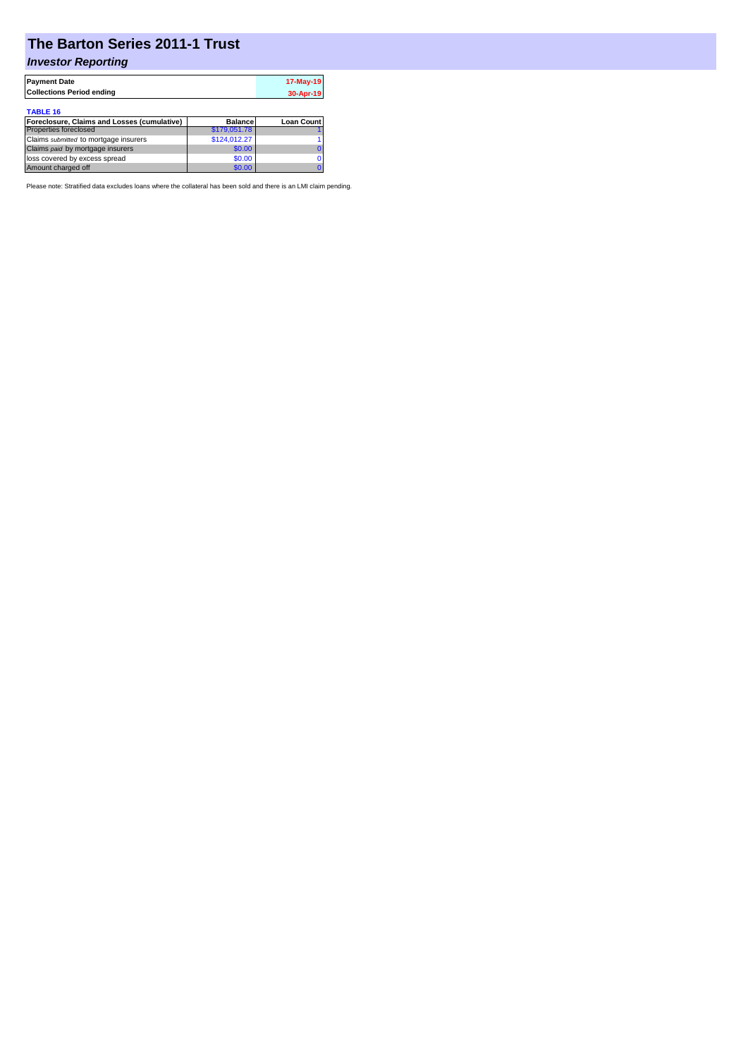# The Barton Series 2011-1 Trust

## *Investor Reporting*

| | |
|---|---|
| **Payment Date** | **17-May-19** |
| **Collections Period ending** | **30-Apr-19** |

**TABLE 16**

| Foreclosure, Claims and Losses (cumulative) | Balance | Loan Count |
|---|---|---|
| Properties foreclosed | $179,051.78 | 1 |
| Claims *submitted* to mortgage insurers | $124,012.27 | 1 |
| Claims *paid* by mortgage insurers | $0.00 | 0 |
| loss covered by excess spread | $0.00 | 0 |
| Amount charged off | $0.00 | 0 |

Please note: Stratified data excludes loans where the collateral has been sold and there is an LMI claim pending.